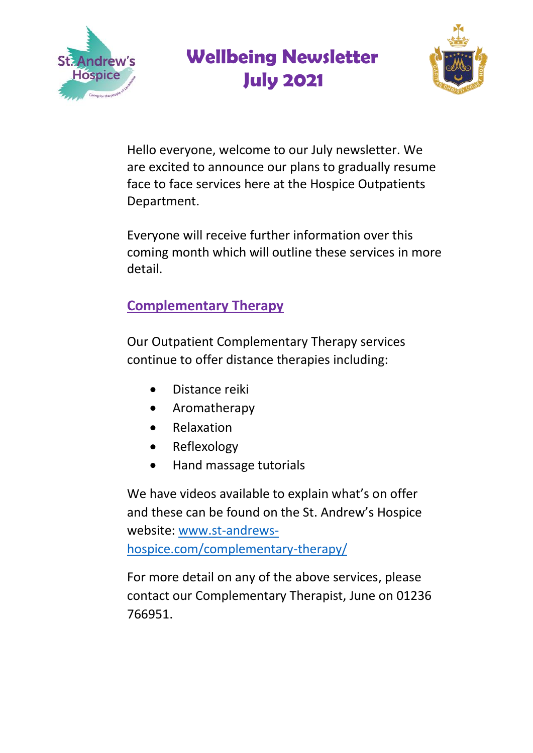# Wellbeing Newsletter July 2021

Hello everyone, welcome to our July newsletter. We are excited to announce our plans to gradually resume face to face services here at the Hospice Outpatients Department.

Everyone will receive further information over this coming month which will outline these services in more detail.

## Complementary Therapy

Our Outpatient Complementary Therapy services continue to offer distance therapies including:

- Distance reiki
- Aromatherapy
- Relaxation
- Reflexology
- Hand massage tutorials

We have videos available to explain what's on offer and these can be found on the St. Andrew's Hospice website: [www.st-andrews-hospice.com/complementary-therapy/](http://www.st-andrews-hospice.com/complementary-therapy/)

For more detail on any of the above services, please contact our Complementary Therapist, June on 01236 766951.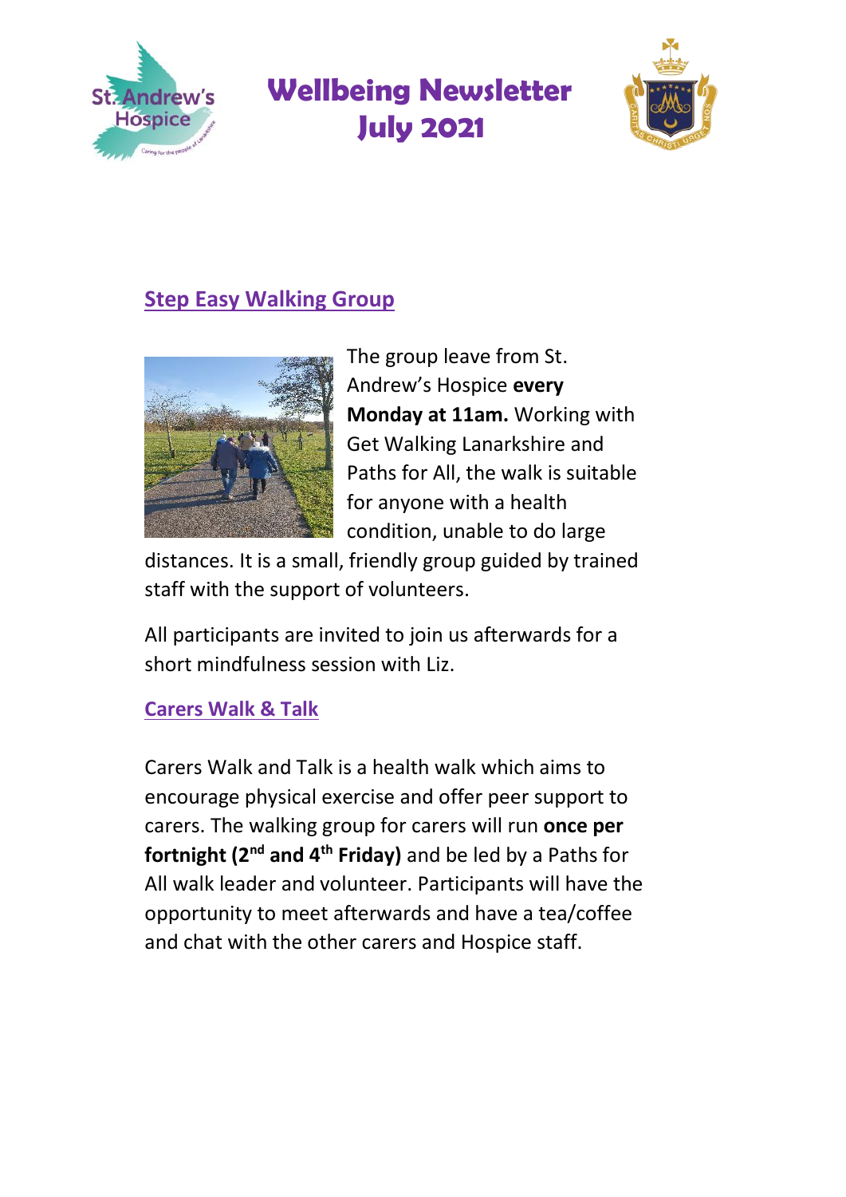# Wellbeing Newsletter July 2021

## Step Easy Walking Group

The group leave from St. Andrew's Hospice **every Monday at 11am.** Working with Get Walking Lanarkshire and Paths for All, the walk is suitable for anyone with a health condition, unable to do large distances. It is a small, friendly group guided by trained staff with the support of volunteers.

All participants are invited to join us afterwards for a short mindfulness session with Liz.

## Carers Walk & Talk

Carers Walk and Talk is a health walk which aims to encourage physical exercise and offer peer support to carers. The walking group for carers will run **once per fortnight (2nd and 4th Friday)** and be led by a Paths for All walk leader and volunteer. Participants will have the opportunity to meet afterwards and have a tea/coffee and chat with the other carers and Hospice staff.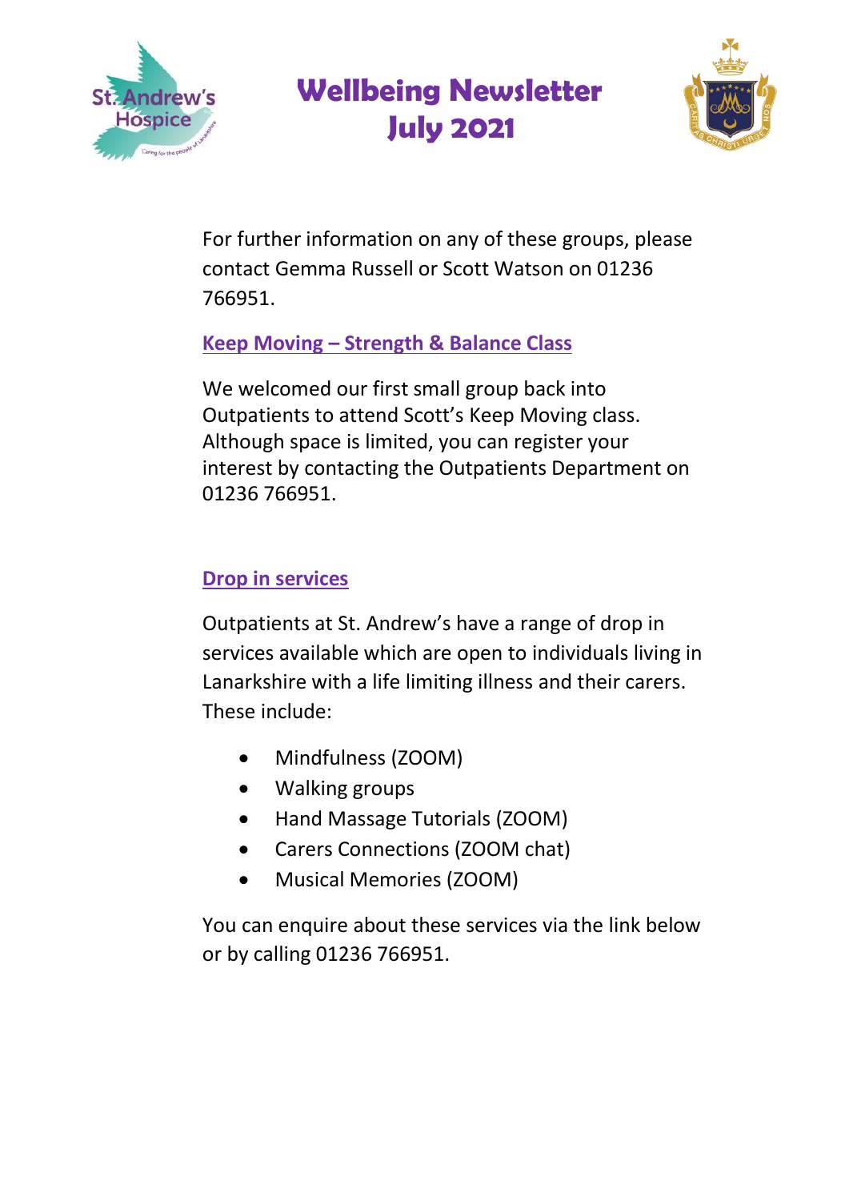# Wellbeing Newsletter July 2021

For further information on any of these groups, please contact Gemma Russell or Scott Watson on 01236 766951.

## Keep Moving – Strength & Balance Class

We welcomed our first small group back into Outpatients to attend Scott's Keep Moving class. Although space is limited, you can register your interest by contacting the Outpatients Department on 01236 766951.

## Drop in services

Outpatients at St. Andrew's have a range of drop in services available which are open to individuals living in Lanarkshire with a life limiting illness and their carers. These include:

- Mindfulness (ZOOM)
- Walking groups
- Hand Massage Tutorials (ZOOM)
- Carers Connections (ZOOM chat)
- Musical Memories (ZOOM)

You can enquire about these services via the link below or by calling 01236 766951.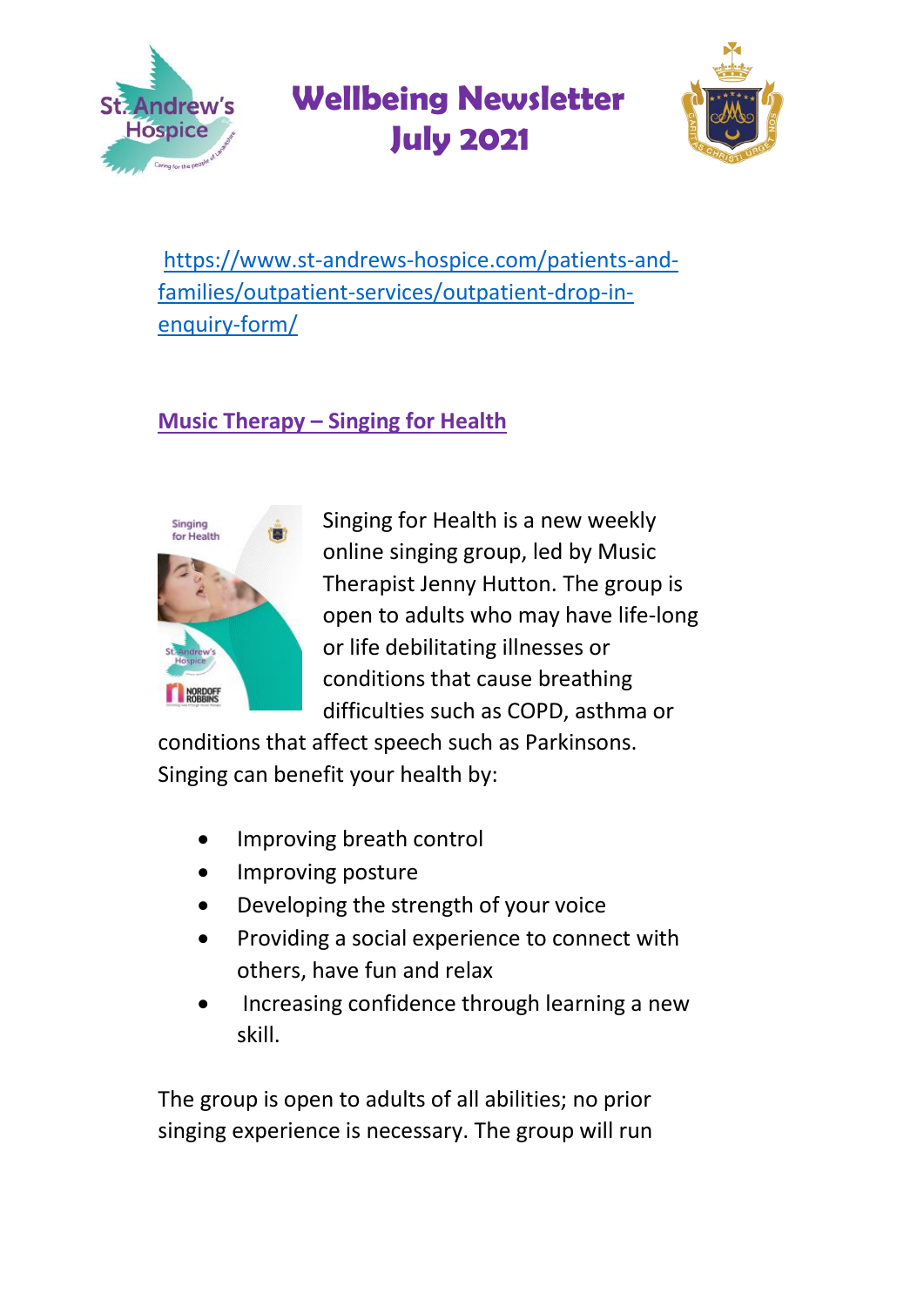# Wellbeing Newsletter July 2021

[https://www.st-andrews-hospice.com/patients-and-families/outpatient-services/outpatient-drop-in-enquiry-form/](https://www.st-andrews-hospice.com/patients-and-families/outpatient-services/outpatient-drop-in-enquiry-form/)

## Music Therapy – Singing for Health

Singing for Health is a new weekly online singing group, led by Music Therapist Jenny Hutton. The group is open to adults who may have life-long or life debilitating illnesses or conditions that cause breathing difficulties such as COPD, asthma or conditions that affect speech such as Parkinsons. Singing can benefit your health by:

- Improving breath control
- Improving posture
- Developing the strength of your voice
- Providing a social experience to connect with others, have fun and relax
- Increasing confidence through learning a new skill.

The group is open to adults of all abilities; no prior singing experience is necessary. The group will run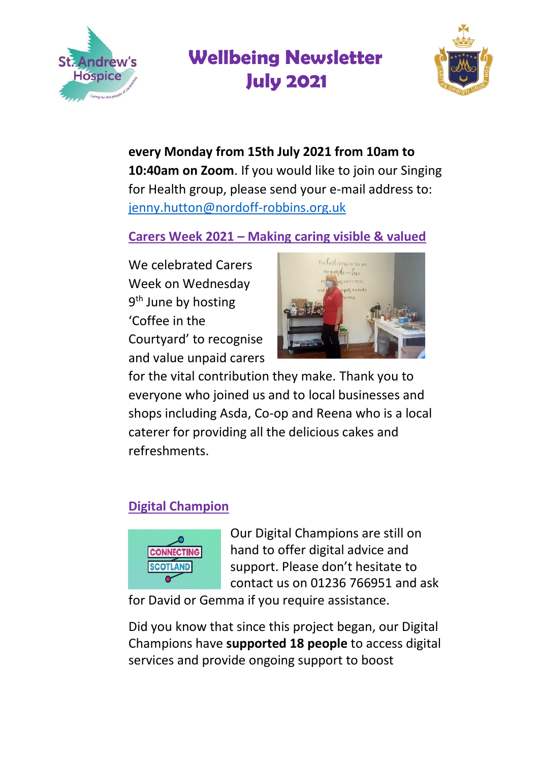**every Monday from 15th July 2021 from 10am to 10:40am on Zoom**. If you would like to join our Singing for Health group, please send your e-mail address to: jenny.hutton@nordoff-robbins.org.uk

## Carers Week 2021 – Making caring visible & valued

We celebrated Carers Week on Wednesday 9th June by hosting 'Coffee in the Courtyard' to recognise and value unpaid carers for the vital contribution they make. Thank you to everyone who joined us and to local businesses and shops including Asda, Co-op and Reena who is a local caterer for providing all the delicious cakes and refreshments.

## Digital Champion

Our Digital Champions are still on hand to offer digital advice and support. Please don't hesitate to contact us on 01236 766951 and ask for David or Gemma if you require assistance.

Did you know that since this project began, our Digital Champions have **supported 18 people** to access digital services and provide ongoing support to boost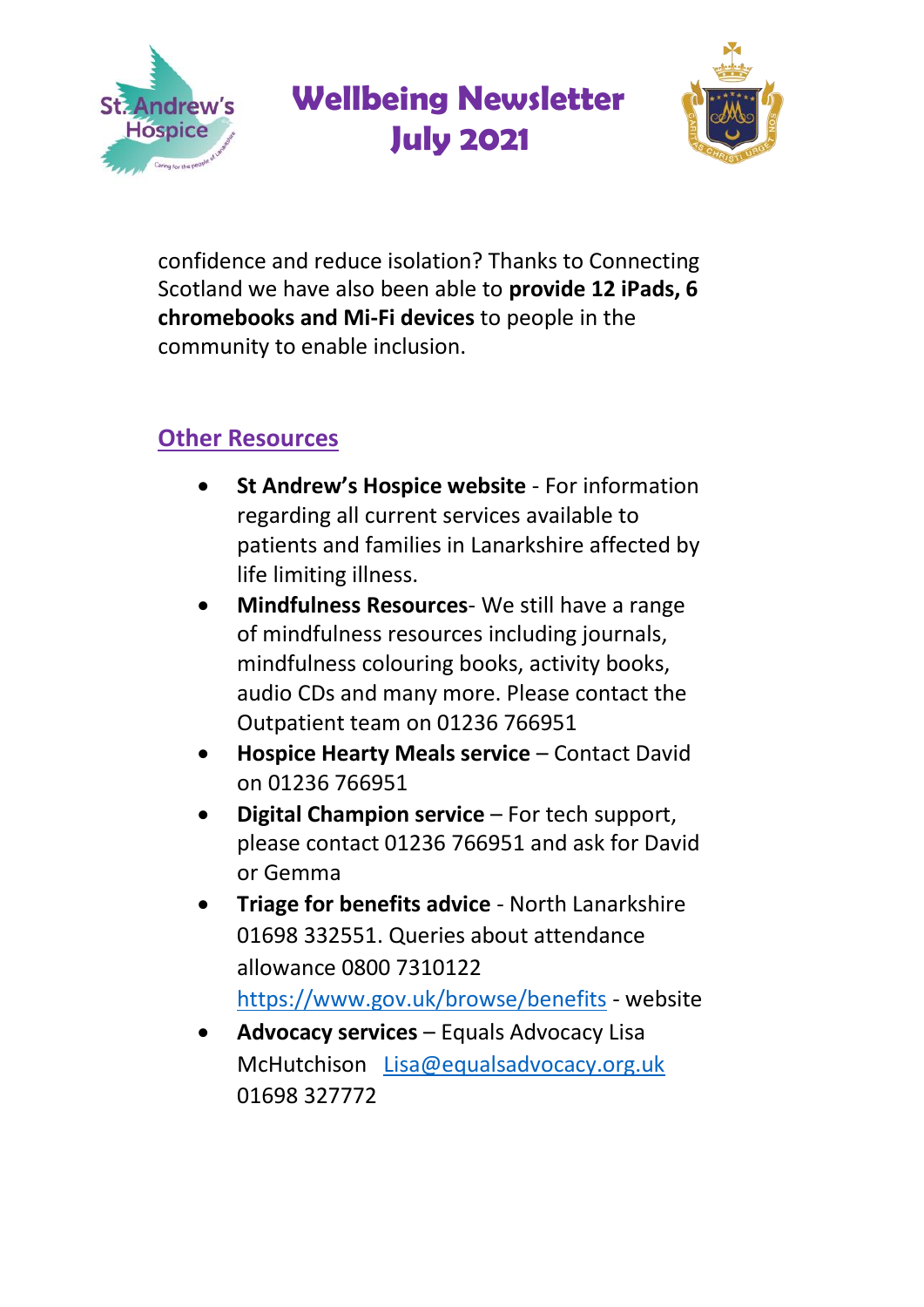confidence and reduce isolation? Thanks to Connecting Scotland we have also been able to **provide 12 iPads, 6 chromebooks and Mi-Fi devices** to people in the community to enable inclusion.

## Other Resources

- **St Andrew's Hospice website** - For information regarding all current services available to patients and families in Lanarkshire affected by life limiting illness.
- **Mindfulness Resources**- We still have a range of mindfulness resources including journals, mindfulness colouring books, activity books, audio CDs and many more. Please contact the Outpatient team on 01236 766951
- **Hospice Hearty Meals service** – Contact David on 01236 766951
- **Digital Champion service** – For tech support, please contact 01236 766951 and ask for David or Gemma
- **Triage for benefits advice** - North Lanarkshire 01698 332551. Queries about attendance allowance 0800 7310122 https://www.gov.uk/browse/benefits - website
- **Advocacy services** – Equals Advocacy Lisa McHutchison Lisa@equalsadvocacy.org.uk 01698 327772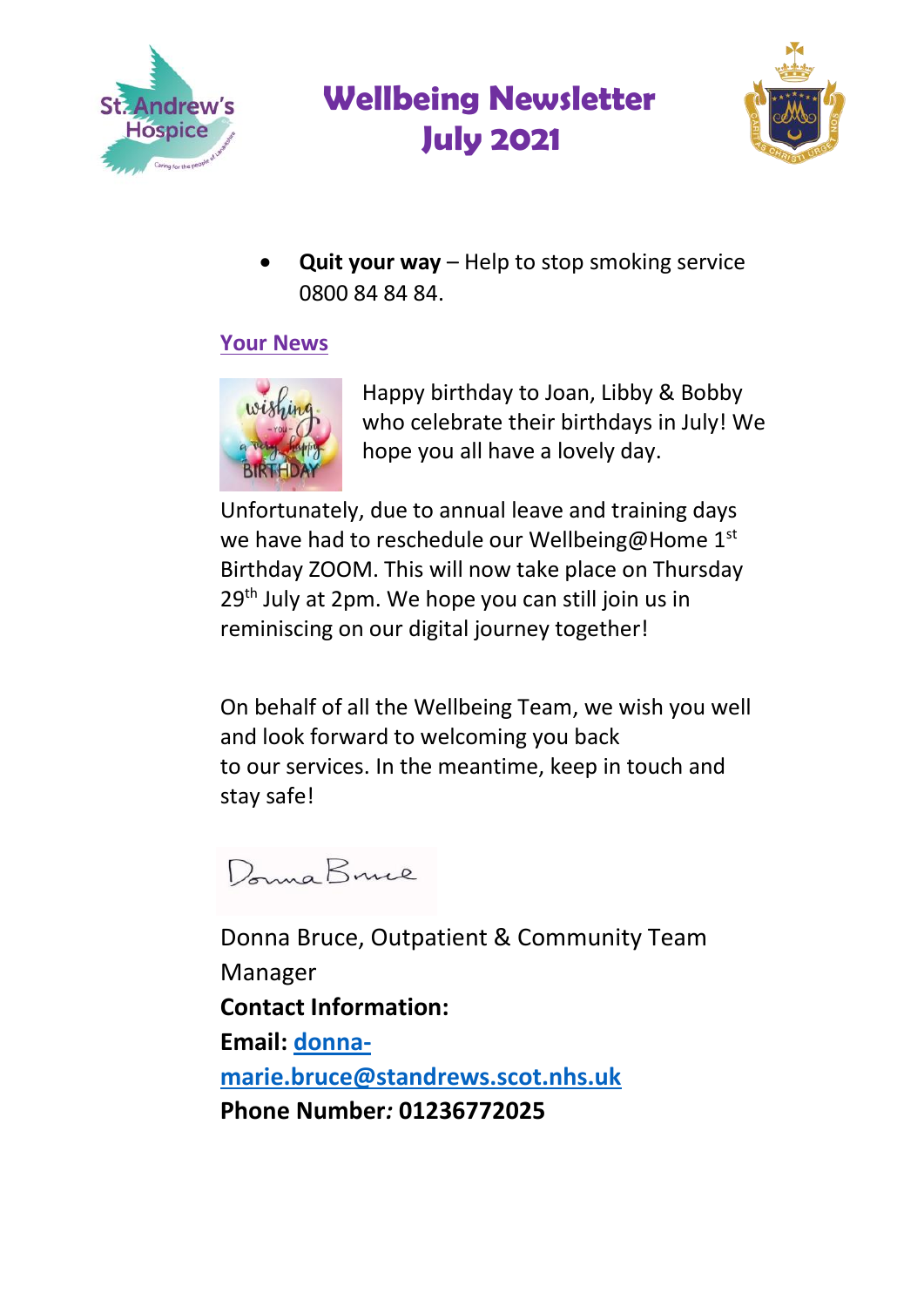# Wellbeing Newsletter July 2021

- **Quit your way** – Help to stop smoking service 0800 84 84 84.

## Your News

Happy birthday to Joan, Libby & Bobby who celebrate their birthdays in July! We hope you all have a lovely day.

Unfortunately, due to annual leave and training days we have had to reschedule our Wellbeing@Home 1st Birthday ZOOM. This will now take place on Thursday 29th July at 2pm. We hope you can still join us in reminiscing on our digital journey together!

On behalf of all the Wellbeing Team, we wish you well and look forward to welcoming you back to our services. In the meantime, keep in touch and stay safe!

Donna Bruce, Outpatient & Community Team Manager

**Contact Information:**

**Email: donna-marie.bruce@standrews.scot.nhs.uk**

**Phone Number: 01236772025**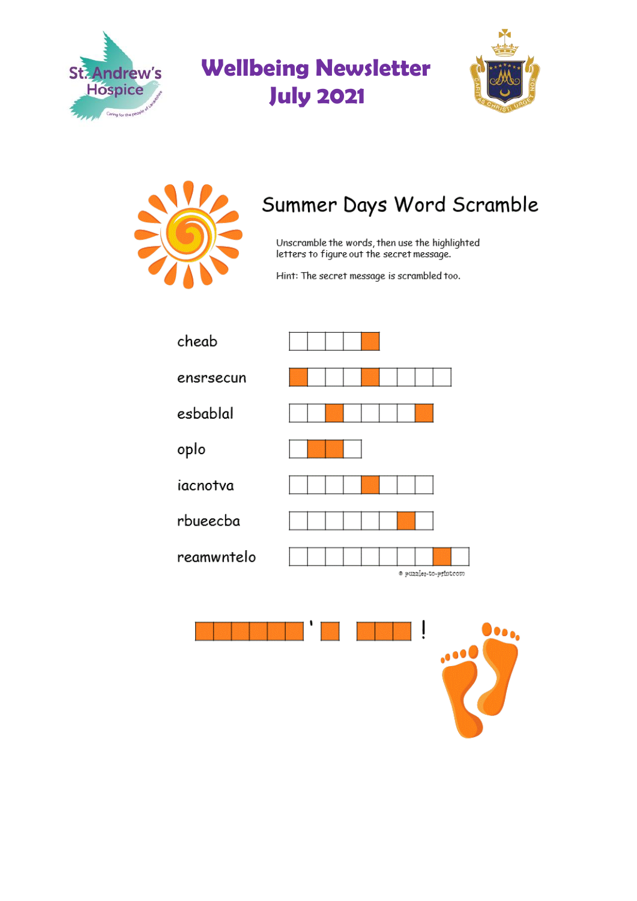# Wellbeing Newsletter July 2021

## Summer Days Word Scramble

Unscramble the words, then use the highlighted letters to figure out the secret message.

Hint: The secret message is scrambled too.

- cheab
- ensrsecun
- esbablal
- oplo
- iacnotva
- rbueecba
- reamwntelo

© puzzles-to-print.com

_ _ _ _ _ _ ' _ _ _ _ !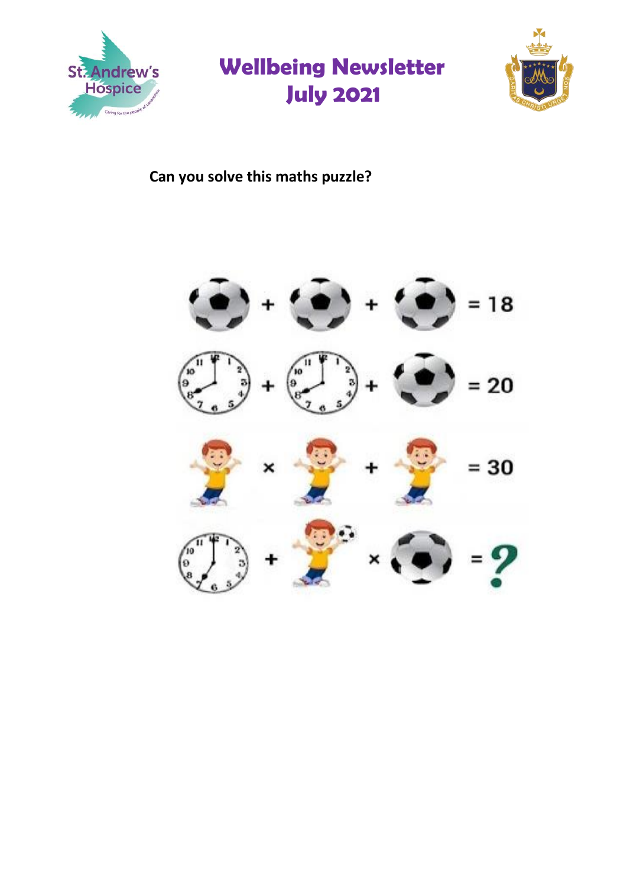# Wellbeing Newsletter July 2021

**Can you solve this maths puzzle?**

= 18

= 20

= 30

= ?